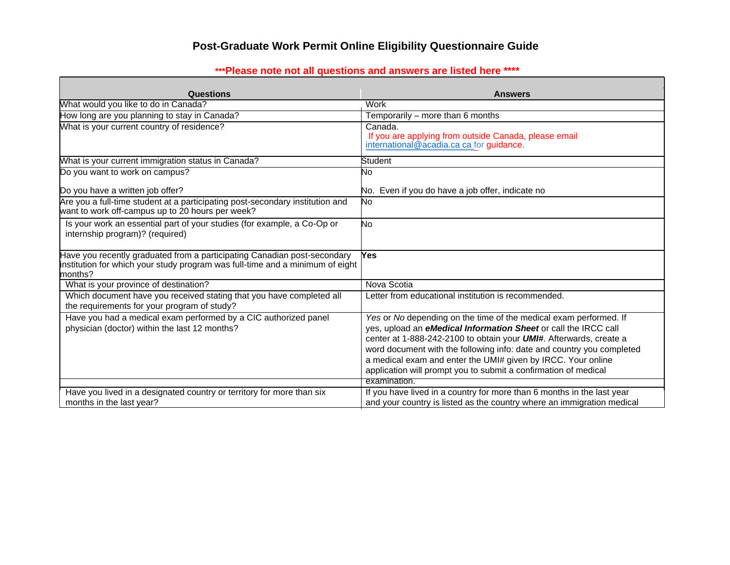# Post-Graduate Work Permit Online Eligibility Questionnaire Guide

**\*\*\*Please note not all questions and answers are listed here \*\*\*\***

| Questions | Answers |
|---|---|
| What would you like to do in Canada? | Work |
| How long are you planning to stay in Canada? | Temporarily – more than 6 months |
| What is your current country of residence? | Canada.<br>If you are applying from outside Canada, please email international@acadia.ca ca for guidance. |
| What is your current immigration status in Canada? | Student |
| Do you want to work on campus?<br><br>Do you have a written job offer? | No<br><br>No. Even if you do have a job offer, indicate no |
| Are you a full-time student at a participating post-secondary institution and want to work off-campus up to 20 hours per week? | No |
| Is your work an essential part of your studies (for example, a Co-Op or internship program)? (required) | No |
| Have you recently graduated from a participating Canadian post-secondary institution for which your study program was full-time and a minimum of eight months? | **Yes** |
| What is your province of destination? | Nova Scotia |
| Which document have you received stating that you have completed all the requirements for your program of study? | Letter from educational institution is recommended. |
| Have you had a medical exam performed by a CIC authorized panel physician (doctor) within the last 12 months? | *Yes* or *No* depending on the time of the medical exam performed. If yes, upload an ***eMedical Information Sheet*** or call the IRCC call center at 1-888-242-2100 to obtain your ***UMI#***. Afterwards, create a word document with the following info: date and country you completed a medical exam and enter the UMI# given by IRCC. Your online application will prompt you to submit a confirmation of medical examination. |
| Have you lived in a designated country or territory for more than six months in the last year? | If you have lived in a country for more than 6 months in the last year and your country is listed as the country where an immigration medical |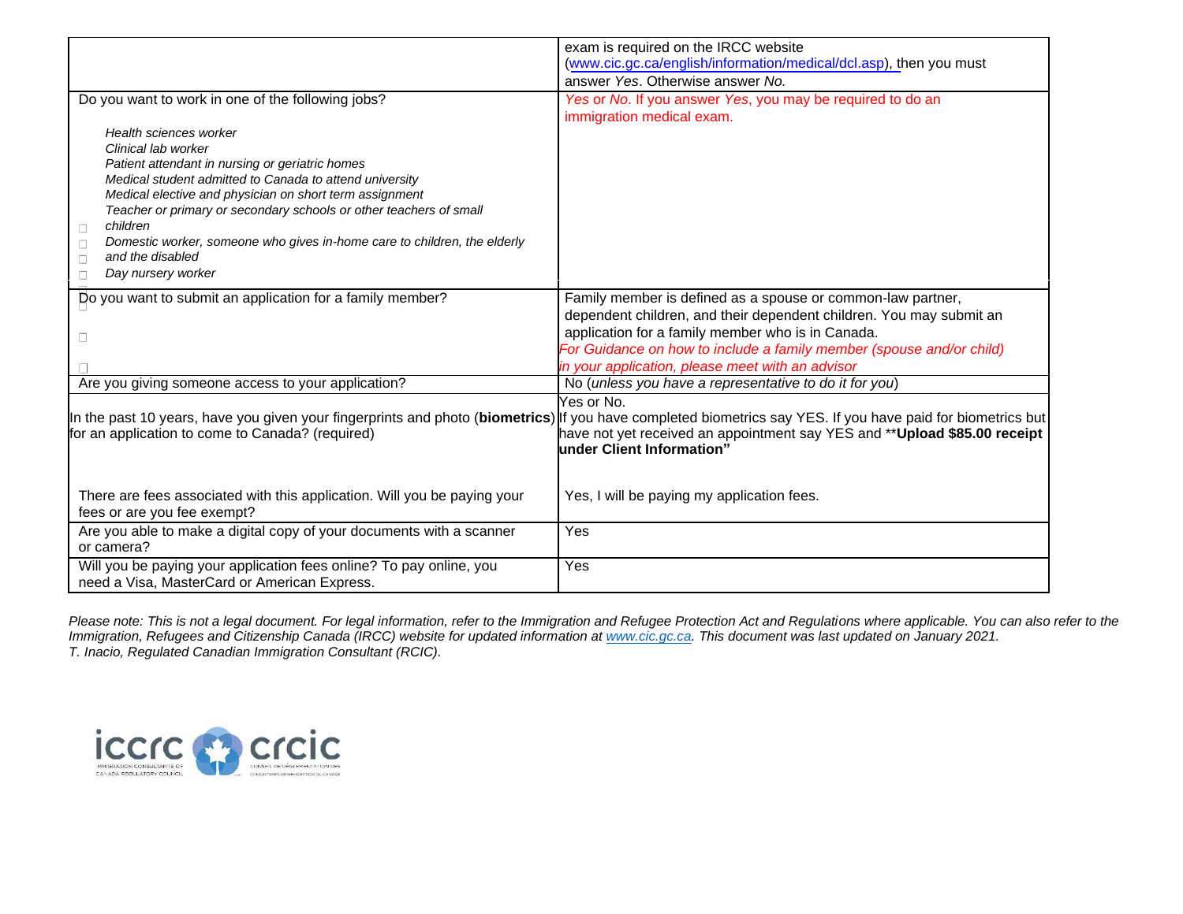| | |
|---|---|
| | exam is required on the IRCC website (www.cic.gc.ca/english/information/medical/dcl.asp), then you must answer *Yes*. Otherwise answer *No.* |
| Do you want to work in one of the following jobs?<br><br>*Health sciences worker*<br>*Clinical lab worker*<br>*Patient attendant in nursing or geriatric homes*<br>*Medical student admitted to Canada to attend university*<br>*Medical elective and physician on short term assignment*<br>*Teacher or primary or secondary schools or other teachers of small children*<br>*Domestic worker, someone who gives in-home care to children, the elderly and the disabled*<br>*Day nursery worker* | *Yes* or *No*. If you answer *Yes*, you may be required to do an immigration medical exam. |
| Do you want to submit an application for a family member? | Family member is defined as a spouse or common-law partner, dependent children, and their dependent children. You may submit an application for a family member who is in Canada.<br>*For Guidance on how to include a family member (spouse and/or child) in your application, please meet with an advisor* |
| Are you giving someone access to your application? | No (*unless you have a representative to do it for you*) |
| In the past 10 years, have you given your fingerprints and photo (**biometrics**) for an application to come to Canada? (required) | Yes or No.<br>If you have completed biometrics say YES. If you have paid for biometrics but have not yet received an appointment say YES and \*\***Upload $85.00 receipt under Client Information"** |
| There are fees associated with this application. Will you be paying your fees or are you fee exempt? | Yes, I will be paying my application fees. |
| Are you able to make a digital copy of your documents with a scanner or camera? | Yes |
| Will you be paying your application fees online? To pay online, you need a Visa, MasterCard or American Express. | Yes |

*Please note: This is not a legal document. For legal information, refer to the Immigration and Refugee Protection Act and Regulations where applicable. You can also refer to the Immigration, Refugees and Citizenship Canada (IRCC) website for updated information at www.cic.gc.ca. This document was last updated on January 2021.*
*T. Inacio, Regulated Canadian Immigration Consultant (RCIC).*

iccrc crcic
IMMIGRATION CONSULTANTS OF CANADA REGULATORY COUNCIL
CONSEIL DE RÉGLEMENTATION DES CONSULTANTS EN IMMIGRATION DU CANADA